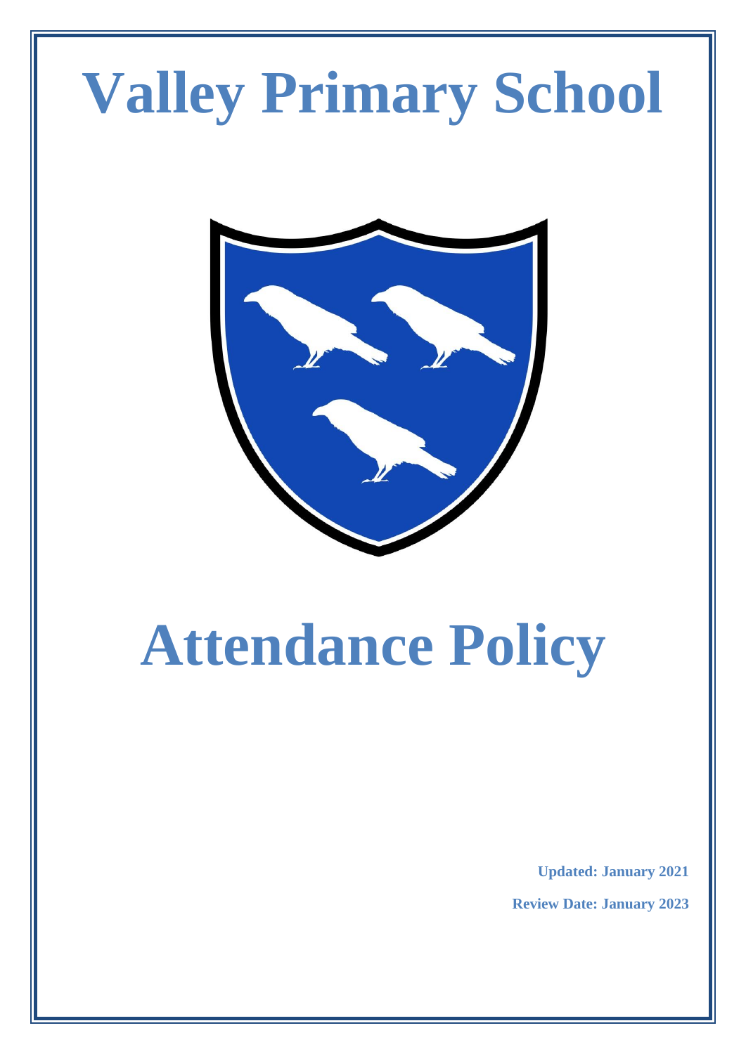# Valley Primary School

# Attendance Policy

**Updated: January 2021**

**Review Date: January 2023**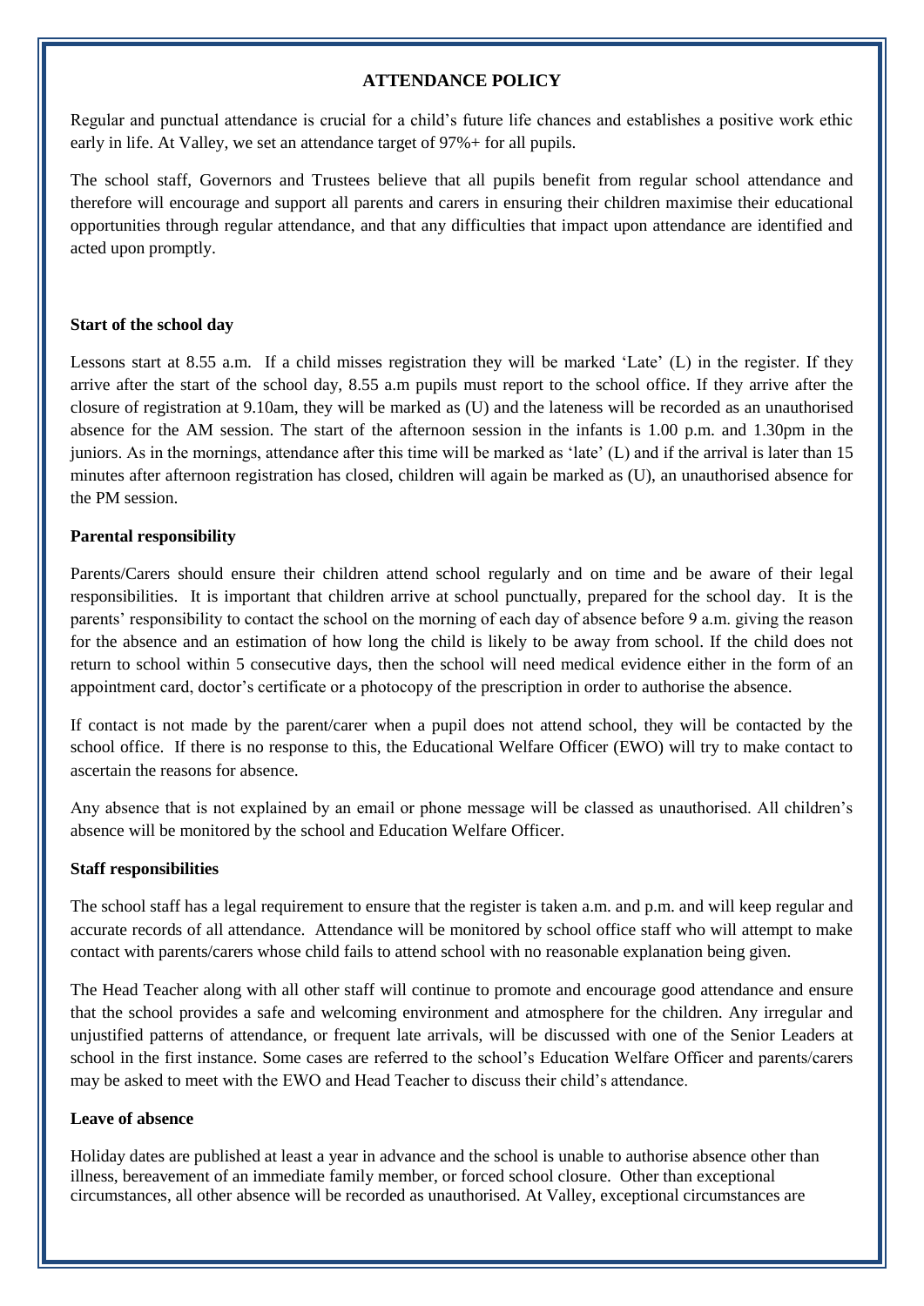## ATTENDANCE POLICY

Regular and punctual attendance is crucial for a child's future life chances and establishes a positive work ethic early in life. At Valley, we set an attendance target of 97%+ for all pupils.

The school staff, Governors and Trustees believe that all pupils benefit from regular school attendance and therefore will encourage and support all parents and carers in ensuring their children maximise their educational opportunities through regular attendance, and that any difficulties that impact upon attendance are identified and acted upon promptly.

### Start of the school day

Lessons start at 8.55 a.m. If a child misses registration they will be marked 'Late' (L) in the register. If they arrive after the start of the school day, 8.55 a.m pupils must report to the school office. If they arrive after the closure of registration at 9.10am, they will be marked as (U) and the lateness will be recorded as an unauthorised absence for the AM session. The start of the afternoon session in the infants is 1.00 p.m. and 1.30pm in the juniors. As in the mornings, attendance after this time will be marked as 'late' (L) and if the arrival is later than 15 minutes after afternoon registration has closed, children will again be marked as (U), an unauthorised absence for the PM session.

### Parental responsibility

Parents/Carers should ensure their children attend school regularly and on time and be aware of their legal responsibilities. It is important that children arrive at school punctually, prepared for the school day. It is the parents' responsibility to contact the school on the morning of each day of absence before 9 a.m. giving the reason for the absence and an estimation of how long the child is likely to be away from school. If the child does not return to school within 5 consecutive days, then the school will need medical evidence either in the form of an appointment card, doctor's certificate or a photocopy of the prescription in order to authorise the absence.

If contact is not made by the parent/carer when a pupil does not attend school, they will be contacted by the school office. If there is no response to this, the Educational Welfare Officer (EWO) will try to make contact to ascertain the reasons for absence.

Any absence that is not explained by an email or phone message will be classed as unauthorised. All children's absence will be monitored by the school and Education Welfare Officer.

### Staff responsibilities

The school staff has a legal requirement to ensure that the register is taken a.m. and p.m. and will keep regular and accurate records of all attendance. Attendance will be monitored by school office staff who will attempt to make contact with parents/carers whose child fails to attend school with no reasonable explanation being given.

The Head Teacher along with all other staff will continue to promote and encourage good attendance and ensure that the school provides a safe and welcoming environment and atmosphere for the children. Any irregular and unjustified patterns of attendance, or frequent late arrivals, will be discussed with one of the Senior Leaders at school in the first instance. Some cases are referred to the school's Education Welfare Officer and parents/carers may be asked to meet with the EWO and Head Teacher to discuss their child's attendance.

### Leave of absence

Holiday dates are published at least a year in advance and the school is unable to authorise absence other than illness, bereavement of an immediate family member, or forced school closure. Other than exceptional circumstances, all other absence will be recorded as unauthorised. At Valley, exceptional circumstances are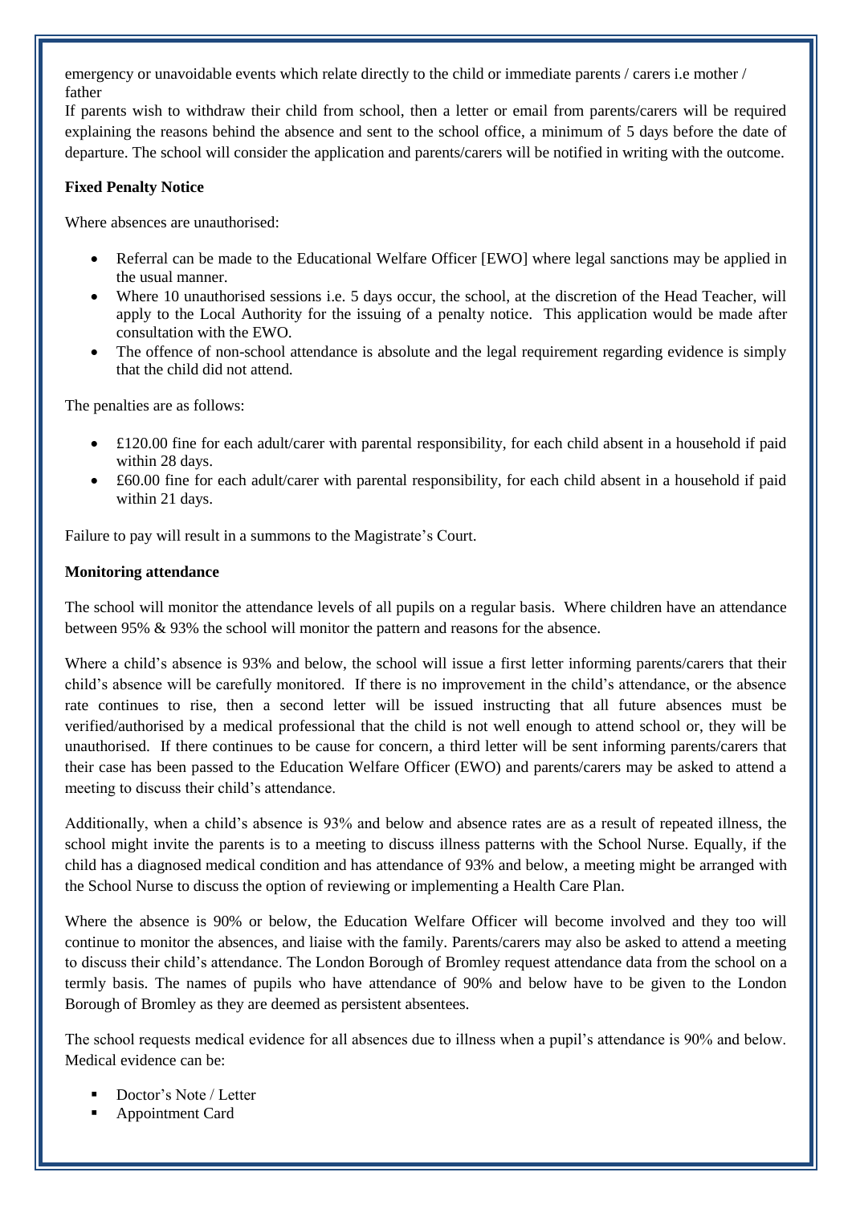emergency or unavoidable events which relate directly to the child or immediate parents / carers i.e mother / father

If parents wish to withdraw their child from school, then a letter or email from parents/carers will be required explaining the reasons behind the absence and sent to the school office, a minimum of 5 days before the date of departure. The school will consider the application and parents/carers will be notified in writing with the outcome.

**Fixed Penalty Notice**

Where absences are unauthorised:

- Referral can be made to the Educational Welfare Officer [EWO] where legal sanctions may be applied in the usual manner.
- Where 10 unauthorised sessions i.e. 5 days occur, the school, at the discretion of the Head Teacher, will apply to the Local Authority for the issuing of a penalty notice. This application would be made after consultation with the EWO.
- The offence of non-school attendance is absolute and the legal requirement regarding evidence is simply that the child did not attend.

The penalties are as follows:

- £120.00 fine for each adult/carer with parental responsibility, for each child absent in a household if paid within 28 days.
- £60.00 fine for each adult/carer with parental responsibility, for each child absent in a household if paid within 21 days.

Failure to pay will result in a summons to the Magistrate's Court.

**Monitoring attendance**

The school will monitor the attendance levels of all pupils on a regular basis. Where children have an attendance between 95% & 93% the school will monitor the pattern and reasons for the absence.

Where a child's absence is 93% and below, the school will issue a first letter informing parents/carers that their child's absence will be carefully monitored. If there is no improvement in the child's attendance, or the absence rate continues to rise, then a second letter will be issued instructing that all future absences must be verified/authorised by a medical professional that the child is not well enough to attend school or, they will be unauthorised. If there continues to be cause for concern, a third letter will be sent informing parents/carers that their case has been passed to the Education Welfare Officer (EWO) and parents/carers may be asked to attend a meeting to discuss their child's attendance.

Additionally, when a child's absence is 93% and below and absence rates are as a result of repeated illness, the school might invite the parents is to a meeting to discuss illness patterns with the School Nurse. Equally, if the child has a diagnosed medical condition and has attendance of 93% and below, a meeting might be arranged with the School Nurse to discuss the option of reviewing or implementing a Health Care Plan.

Where the absence is 90% or below, the Education Welfare Officer will become involved and they too will continue to monitor the absences, and liaise with the family. Parents/carers may also be asked to attend a meeting to discuss their child's attendance. The London Borough of Bromley request attendance data from the school on a termly basis. The names of pupils who have attendance of 90% and below have to be given to the London Borough of Bromley as they are deemed as persistent absentees.

The school requests medical evidence for all absences due to illness when a pupil's attendance is 90% and below. Medical evidence can be:

- Doctor's Note / Letter
- Appointment Card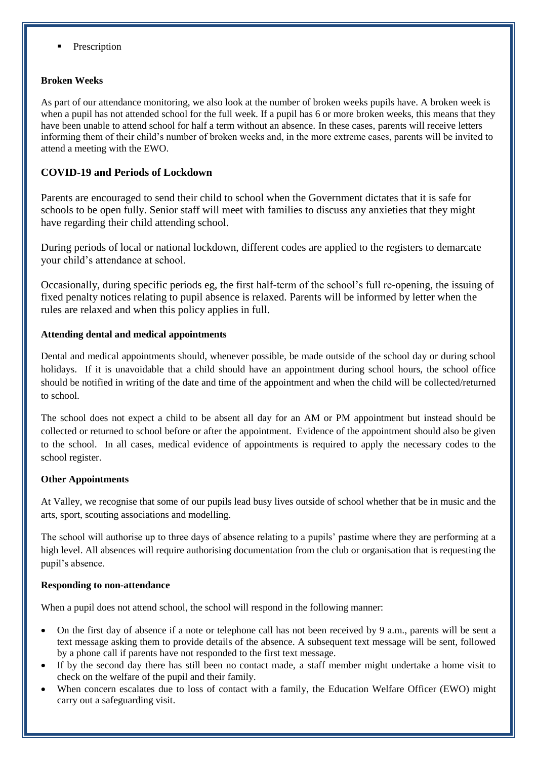- Prescription

**Broken Weeks**

As part of our attendance monitoring, we also look at the number of broken weeks pupils have. A broken week is when a pupil has not attended school for the full week. If a pupil has 6 or more broken weeks, this means that they have been unable to attend school for half a term without an absence. In these cases, parents will receive letters informing them of their child's number of broken weeks and, in the more extreme cases, parents will be invited to attend a meeting with the EWO.

## COVID-19 and Periods of Lockdown

Parents are encouraged to send their child to school when the Government dictates that it is safe for schools to be open fully. Senior staff will meet with families to discuss any anxieties that they might have regarding their child attending school.

During periods of local or national lockdown, different codes are applied to the registers to demarcate your child's attendance at school.

Occasionally, during specific periods eg, the first half-term of the school's full re-opening, the issuing of fixed penalty notices relating to pupil absence is relaxed. Parents will be informed by letter when the rules are relaxed and when this policy applies in full.

**Attending dental and medical appointments**

Dental and medical appointments should, whenever possible, be made outside of the school day or during school holidays. If it is unavoidable that a child should have an appointment during school hours, the school office should be notified in writing of the date and time of the appointment and when the child will be collected/returned to school.

The school does not expect a child to be absent all day for an AM or PM appointment but instead should be collected or returned to school before or after the appointment. Evidence of the appointment should also be given to the school. In all cases, medical evidence of appointments is required to apply the necessary codes to the school register.

**Other Appointments**

At Valley, we recognise that some of our pupils lead busy lives outside of school whether that be in music and the arts, sport, scouting associations and modelling.

The school will authorise up to three days of absence relating to a pupils' pastime where they are performing at a high level. All absences will require authorising documentation from the club or organisation that is requesting the pupil's absence.

**Responding to non-attendance**

When a pupil does not attend school, the school will respond in the following manner:

- On the first day of absence if a note or telephone call has not been received by 9 a.m., parents will be sent a text message asking them to provide details of the absence. A subsequent text message will be sent, followed by a phone call if parents have not responded to the first text message.
- If by the second day there has still been no contact made, a staff member might undertake a home visit to check on the welfare of the pupil and their family.
- When concern escalates due to loss of contact with a family, the Education Welfare Officer (EWO) might carry out a safeguarding visit.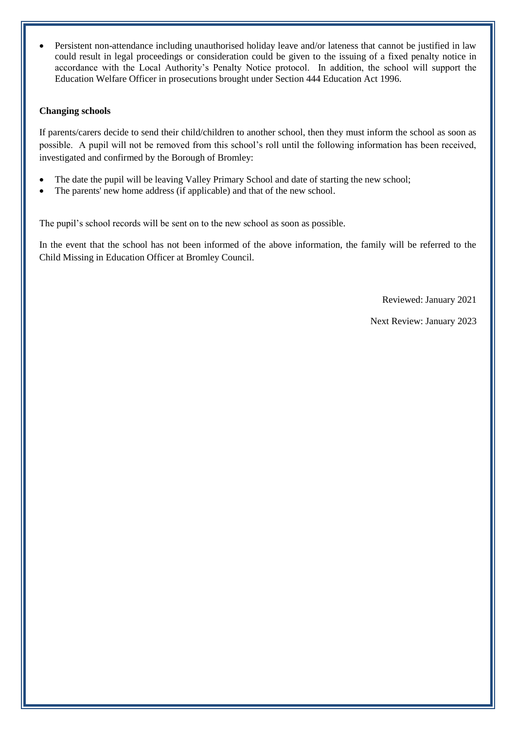- Persistent non-attendance including unauthorised holiday leave and/or lateness that cannot be justified in law could result in legal proceedings or consideration could be given to the issuing of a fixed penalty notice in accordance with the Local Authority's Penalty Notice protocol. In addition, the school will support the Education Welfare Officer in prosecutions brought under Section 444 Education Act 1996.

**Changing schools**

If parents/carers decide to send their child/children to another school, then they must inform the school as soon as possible. A pupil will not be removed from this school's roll until the following information has been received, investigated and confirmed by the Borough of Bromley:

- The date the pupil will be leaving Valley Primary School and date of starting the new school;
- The parents' new home address (if applicable) and that of the new school.

The pupil's school records will be sent on to the new school as soon as possible.

In the event that the school has not been informed of the above information, the family will be referred to the Child Missing in Education Officer at Bromley Council.

Reviewed: January 2021

Next Review: January 2023